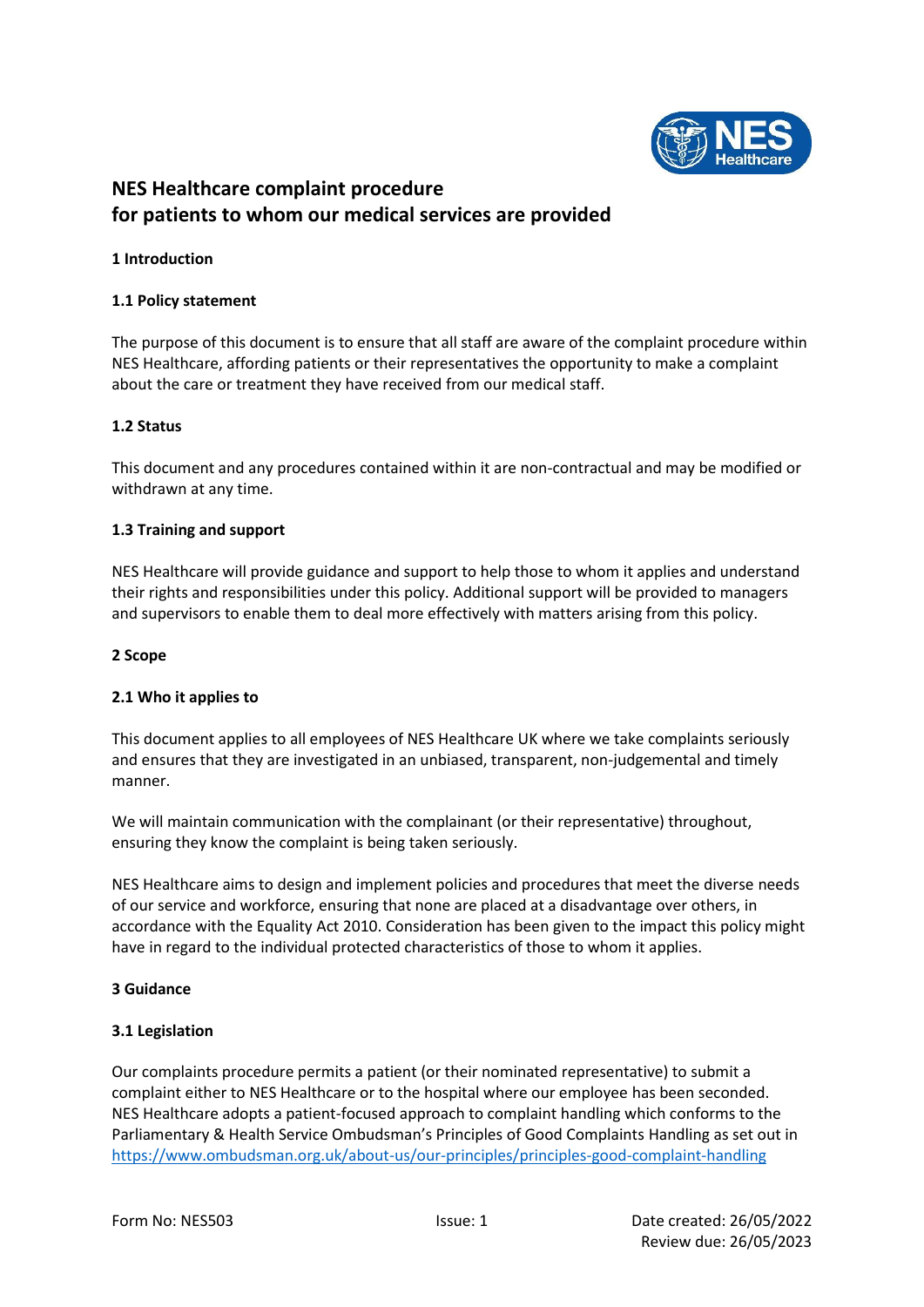# NES Healthcare complaint procedure
# for patients to whom our medical services are provided

## 1 Introduction

### 1.1 Policy statement

The purpose of this document is to ensure that all staff are aware of the complaint procedure within NES Healthcare, affording patients or their representatives the opportunity to make a complaint about the care or treatment they have received from our medical staff.

### 1.2 Status

This document and any procedures contained within it are non-contractual and may be modified or withdrawn at any time.

### 1.3 Training and support

NES Healthcare will provide guidance and support to help those to whom it applies and understand their rights and responsibilities under this policy. Additional support will be provided to managers and supervisors to enable them to deal more effectively with matters arising from this policy.

## 2 Scope

### 2.1 Who it applies to

This document applies to all employees of NES Healthcare UK where we take complaints seriously and ensures that they are investigated in an unbiased, transparent, non-judgemental and timely manner.

We will maintain communication with the complainant (or their representative) throughout, ensuring they know the complaint is being taken seriously.

NES Healthcare aims to design and implement policies and procedures that meet the diverse needs of our service and workforce, ensuring that none are placed at a disadvantage over others, in accordance with the Equality Act 2010. Consideration has been given to the impact this policy might have in regard to the individual protected characteristics of those to whom it applies.

## 3 Guidance

### 3.1 Legislation

Our complaints procedure permits a patient (or their nominated representative) to submit a complaint either to NES Healthcare or to the hospital where our employee has been seconded. NES Healthcare adopts a patient-focused approach to complaint handling which conforms to the Parliamentary & Health Service Ombudsman's Principles of Good Complaints Handling as set out in https://www.ombudsman.org.uk/about-us/our-principles/principles-good-complaint-handling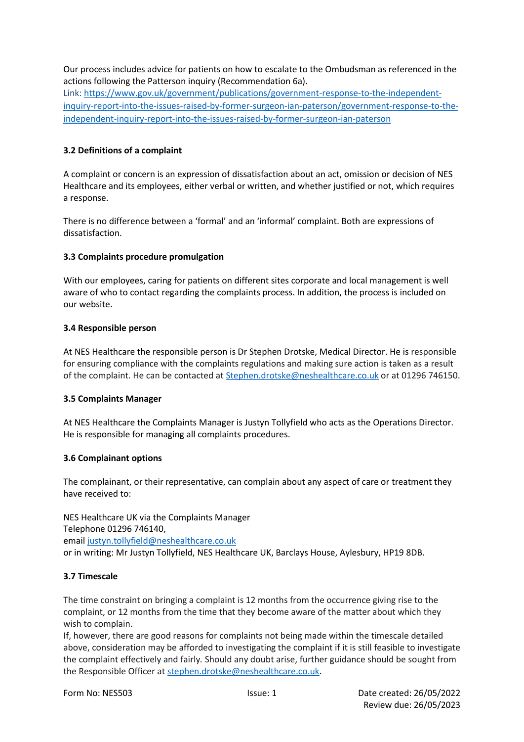Our process includes advice for patients on how to escalate to the Ombudsman as referenced in the actions following the Patterson inquiry (Recommendation 6a).
Link: [https://www.gov.uk/government/publications/government-response-to-the-independent-inquiry-report-into-the-issues-raised-by-former-surgeon-ian-paterson/government-response-to-the-independent-inquiry-report-into-the-issues-raised-by-former-surgeon-ian-paterson](https://www.gov.uk/government/publications/government-response-to-the-independent-inquiry-report-into-the-issues-raised-by-former-surgeon-ian-paterson/government-response-to-the-independent-inquiry-report-into-the-issues-raised-by-former-surgeon-ian-paterson)

### 3.2 Definitions of a complaint

A complaint or concern is an expression of dissatisfaction about an act, omission or decision of NES Healthcare and its employees, either verbal or written, and whether justified or not, which requires a response.

There is no difference between a 'formal' and an 'informal' complaint. Both are expressions of dissatisfaction.

### 3.3 Complaints procedure promulgation

With our employees, caring for patients on different sites corporate and local management is well aware of who to contact regarding the complaints process. In addition, the process is included on our website.

### 3.4 Responsible person

At NES Healthcare the responsible person is Dr Stephen Drotske, Medical Director. He is responsible for ensuring compliance with the complaints regulations and making sure action is taken as a result of the complaint. He can be contacted at [Stephen.drotske@neshealthcare.co.uk](mailto:Stephen.drotske@neshealthcare.co.uk) or at 01296 746150.

### 3.5 Complaints Manager

At NES Healthcare the Complaints Manager is Justyn Tollyfield who acts as the Operations Director. He is responsible for managing all complaints procedures.

### 3.6 Complainant options

The complainant, or their representative, can complain about any aspect of care or treatment they have received to:

NES Healthcare UK via the Complaints Manager
Telephone 01296 746140,
email [justyn.tollyfield@neshealthcare.co.uk](mailto:justyn.tollyfield@neshealthcare.co.uk)
or in writing: Mr Justyn Tollyfield, NES Healthcare UK, Barclays House, Aylesbury, HP19 8DB.

### 3.7 Timescale

The time constraint on bringing a complaint is 12 months from the occurrence giving rise to the complaint, or 12 months from the time that they become aware of the matter about which they wish to complain.
If, however, there are good reasons for complaints not being made within the timescale detailed above, consideration may be afforded to investigating the complaint if it is still feasible to investigate the complaint effectively and fairly. Should any doubt arise, further guidance should be sought from the Responsible Officer at [stephen.drotske@neshealthcare.co.uk](mailto:stephen.drotske@neshealthcare.co.uk).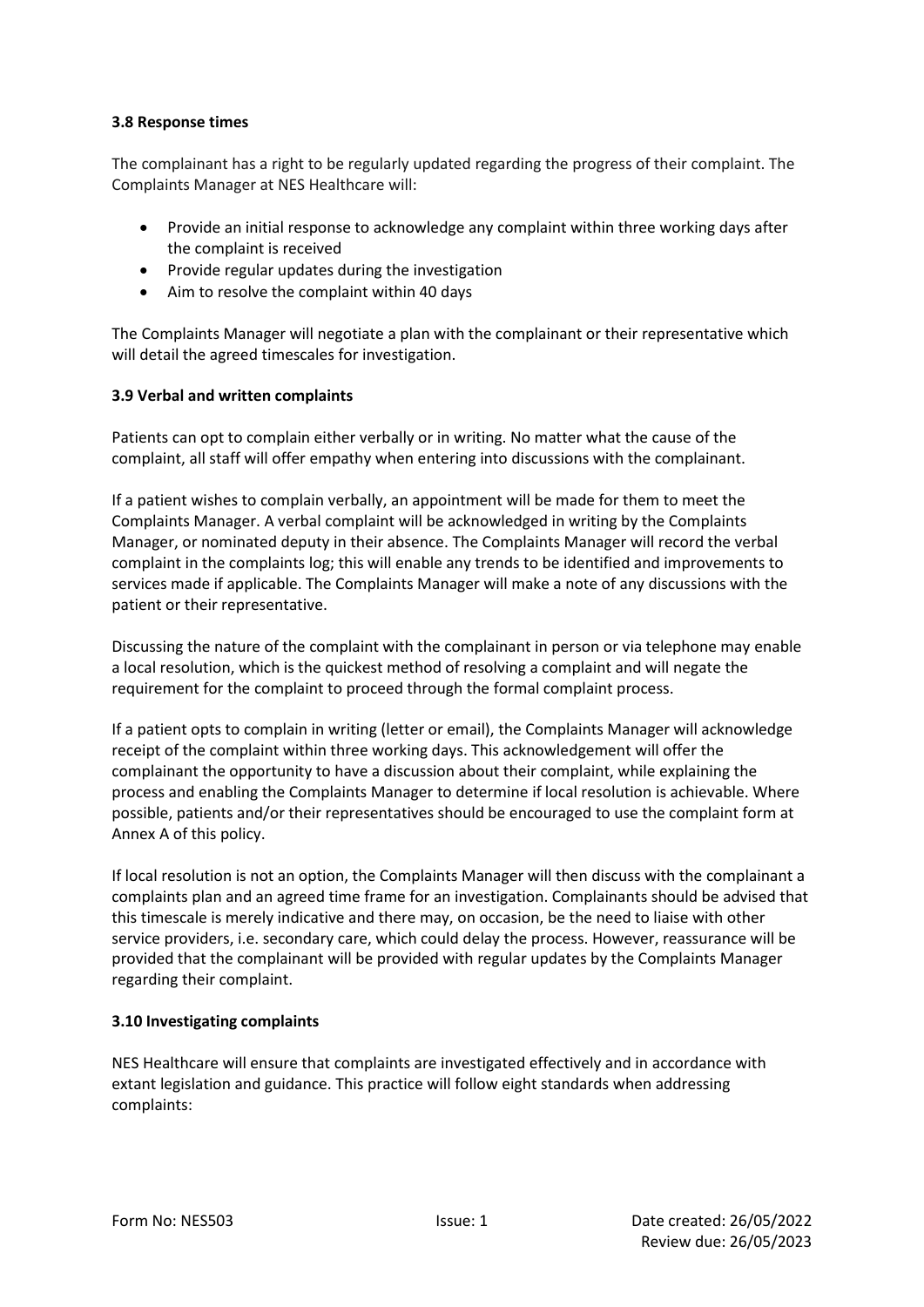### 3.8 Response times

The complainant has a right to be regularly updated regarding the progress of their complaint. The Complaints Manager at NES Healthcare will:

- Provide an initial response to acknowledge any complaint within three working days after the complaint is received
- Provide regular updates during the investigation
- Aim to resolve the complaint within 40 days

The Complaints Manager will negotiate a plan with the complainant or their representative which will detail the agreed timescales for investigation.

### 3.9 Verbal and written complaints

Patients can opt to complain either verbally or in writing. No matter what the cause of the complaint, all staff will offer empathy when entering into discussions with the complainant.

If a patient wishes to complain verbally, an appointment will be made for them to meet the Complaints Manager. A verbal complaint will be acknowledged in writing by the Complaints Manager, or nominated deputy in their absence. The Complaints Manager will record the verbal complaint in the complaints log; this will enable any trends to be identified and improvements to services made if applicable. The Complaints Manager will make a note of any discussions with the patient or their representative.

Discussing the nature of the complaint with the complainant in person or via telephone may enable a local resolution, which is the quickest method of resolving a complaint and will negate the requirement for the complaint to proceed through the formal complaint process.

If a patient opts to complain in writing (letter or email), the Complaints Manager will acknowledge receipt of the complaint within three working days. This acknowledgement will offer the complainant the opportunity to have a discussion about their complaint, while explaining the process and enabling the Complaints Manager to determine if local resolution is achievable. Where possible, patients and/or their representatives should be encouraged to use the complaint form at Annex A of this policy.

If local resolution is not an option, the Complaints Manager will then discuss with the complainant a complaints plan and an agreed time frame for an investigation. Complainants should be advised that this timescale is merely indicative and there may, on occasion, be the need to liaise with other service providers, i.e. secondary care, which could delay the process. However, reassurance will be provided that the complainant will be provided with regular updates by the Complaints Manager regarding their complaint.

### 3.10 Investigating complaints

NES Healthcare will ensure that complaints are investigated effectively and in accordance with extant legislation and guidance. This practice will follow eight standards when addressing complaints: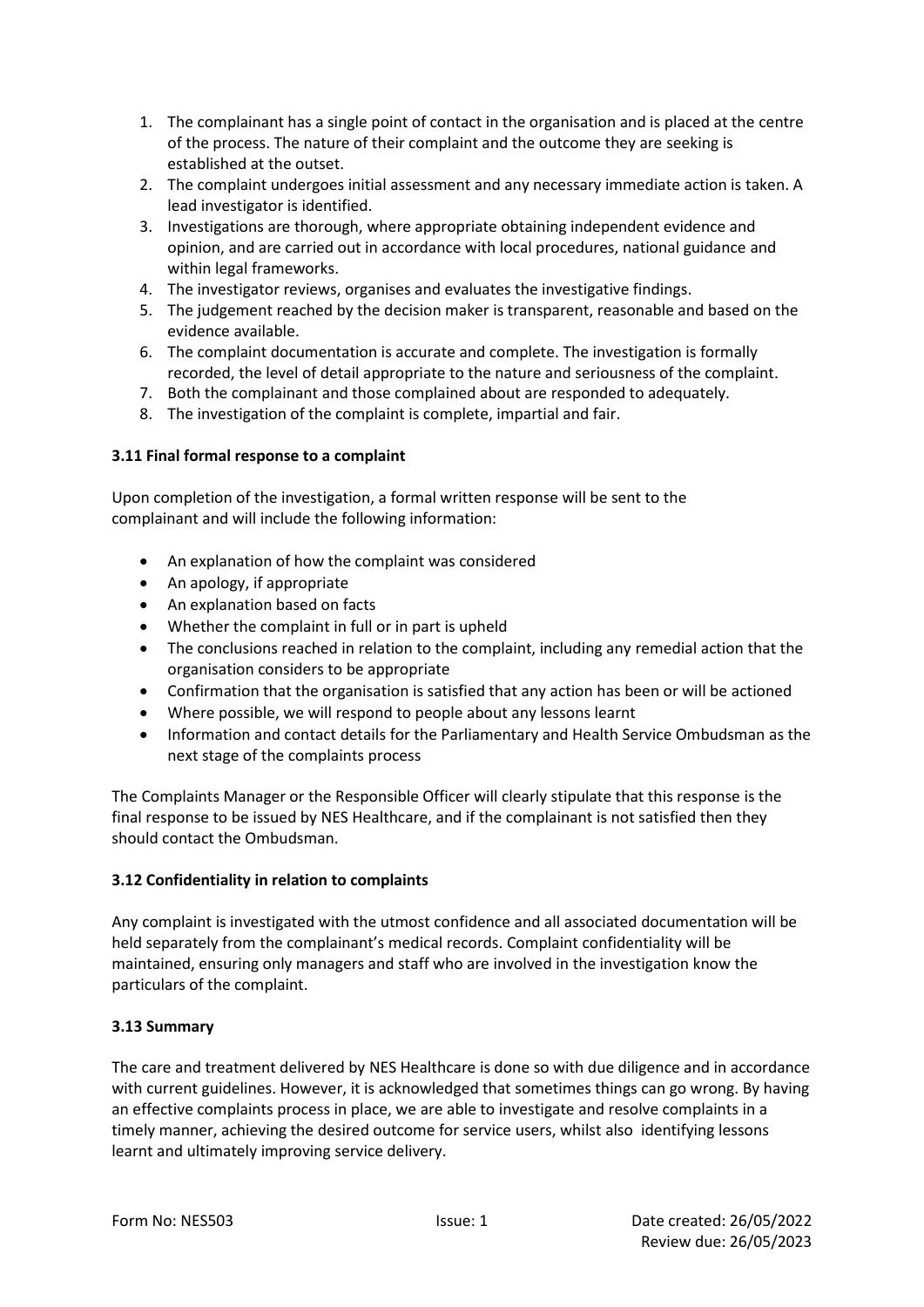1. The complainant has a single point of contact in the organisation and is placed at the centre of the process. The nature of their complaint and the outcome they are seeking is established at the outset.
2. The complaint undergoes initial assessment and any necessary immediate action is taken. A lead investigator is identified.
3. Investigations are thorough, where appropriate obtaining independent evidence and opinion, and are carried out in accordance with local procedures, national guidance and within legal frameworks.
4. The investigator reviews, organises and evaluates the investigative findings.
5. The judgement reached by the decision maker is transparent, reasonable and based on the evidence available.
6. The complaint documentation is accurate and complete. The investigation is formally recorded, the level of detail appropriate to the nature and seriousness of the complaint.
7. Both the complainant and those complained about are responded to adequately.
8. The investigation of the complaint is complete, impartial and fair.

**3.11 Final formal response to a complaint**

Upon completion of the investigation, a formal written response will be sent to the complainant and will include the following information:

- An explanation of how the complaint was considered
- An apology, if appropriate
- An explanation based on facts
- Whether the complaint in full or in part is upheld
- The conclusions reached in relation to the complaint, including any remedial action that the organisation considers to be appropriate
- Confirmation that the organisation is satisfied that any action has been or will be actioned
- Where possible, we will respond to people about any lessons learnt
- Information and contact details for the Parliamentary and Health Service Ombudsman as the next stage of the complaints process

The Complaints Manager or the Responsible Officer will clearly stipulate that this response is the final response to be issued by NES Healthcare, and if the complainant is not satisfied then they should contact the Ombudsman.

**3.12 Confidentiality in relation to complaints**

Any complaint is investigated with the utmost confidence and all associated documentation will be held separately from the complainant's medical records. Complaint confidentiality will be maintained, ensuring only managers and staff who are involved in the investigation know the particulars of the complaint.

**3.13 Summary**

The care and treatment delivered by NES Healthcare is done so with due diligence and in accordance with current guidelines. However, it is acknowledged that sometimes things can go wrong. By having an effective complaints process in place, we are able to investigate and resolve complaints in a timely manner, achieving the desired outcome for service users, whilst also identifying lessons learnt and ultimately improving service delivery.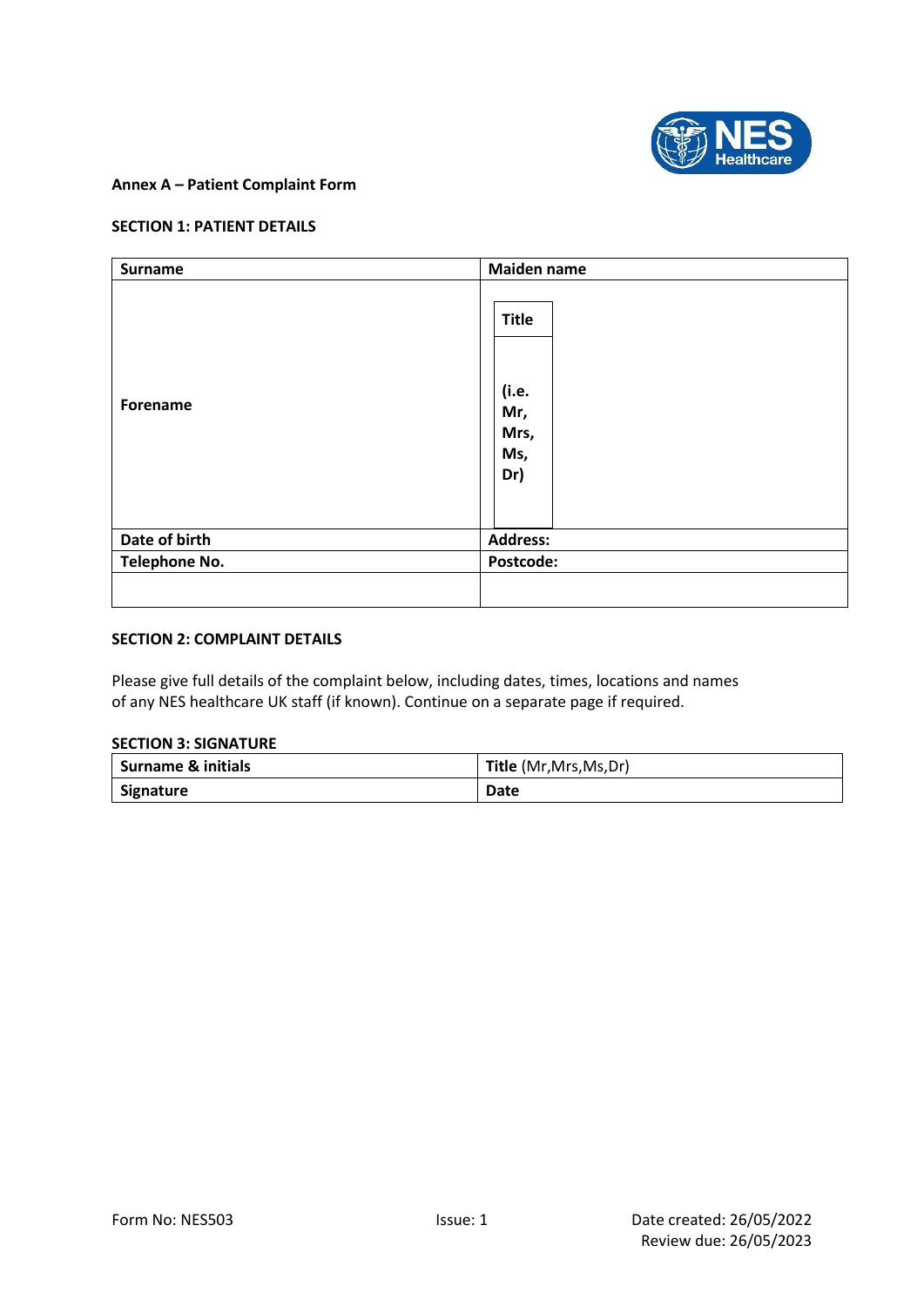**Annex A – Patient Complaint Form**

**SECTION 1: PATIENT DETAILS**

| **Surname** | **Maiden name** |
|---|---|
| **Forename** | **Title** (i.e. Mr, Mrs, Ms, Dr) |
| **Date of birth** | **Address:** |
| **Telephone No.** | **Postcode:** |
| | |

**SECTION 2: COMPLAINT DETAILS**

Please give full details of the complaint below, including dates, times, locations and names of any NES healthcare UK staff (if known). Continue on a separate page if required.

**SECTION 3: SIGNATURE**

| **Surname & initials** | **Title** (Mr,Mrs,Ms,Dr) |
|---|---|
| **Signature** | **Date** |

Form No: NES503 Issue: 1 Date created: 26/05/2022 Review due: 26/05/2023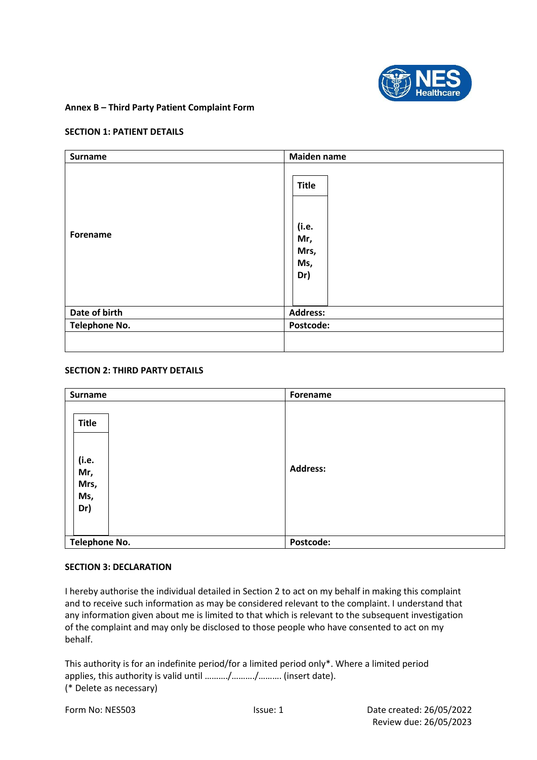**Annex B – Third Party Patient Complaint Form**

**SECTION 1: PATIENT DETAILS**

| Surname | Maiden name |
| --- | --- |
| Forename | Title (i.e. Mr, Mrs, Ms, Dr) |
| Date of birth | Address: |
| Telephone No. | Postcode: |
| | |

**SECTION 2: THIRD PARTY DETAILS**

| Surname | Forename |
| --- | --- |
| Title (i.e. Mr, Mrs, Ms, Dr) | Address: |
| Telephone No. | Postcode: |

**SECTION 3: DECLARATION**

I hereby authorise the individual detailed in Section 2 to act on my behalf in making this complaint and to receive such information as may be considered relevant to the complaint. I understand that any information given about me is limited to that which is relevant to the subsequent investigation of the complaint and may only be disclosed to those people who have consented to act on my behalf.

This authority is for an indefinite period/for a limited period only*. Where a limited period applies, this authority is valid until ………./………./………. (insert date).
(* Delete as necessary)

Form No: NES503 Issue: 1 Date created: 26/05/2022 Review due: 26/05/2023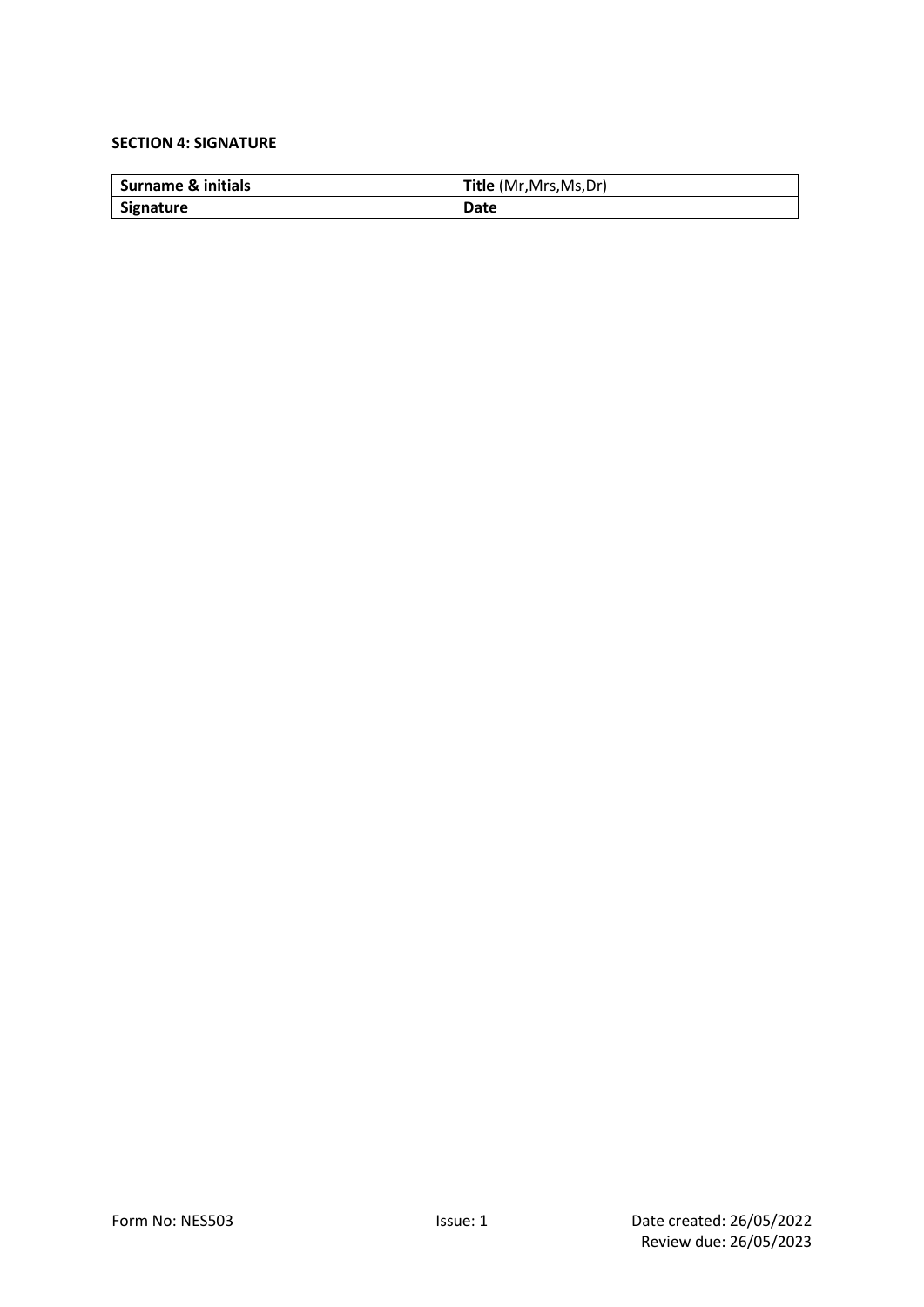**SECTION 4: SIGNATURE**

| | |
|---|---|
| **Surname & initials** | **Title** (Mr,Mrs,Ms,Dr) |
| **Signature** | **Date** |